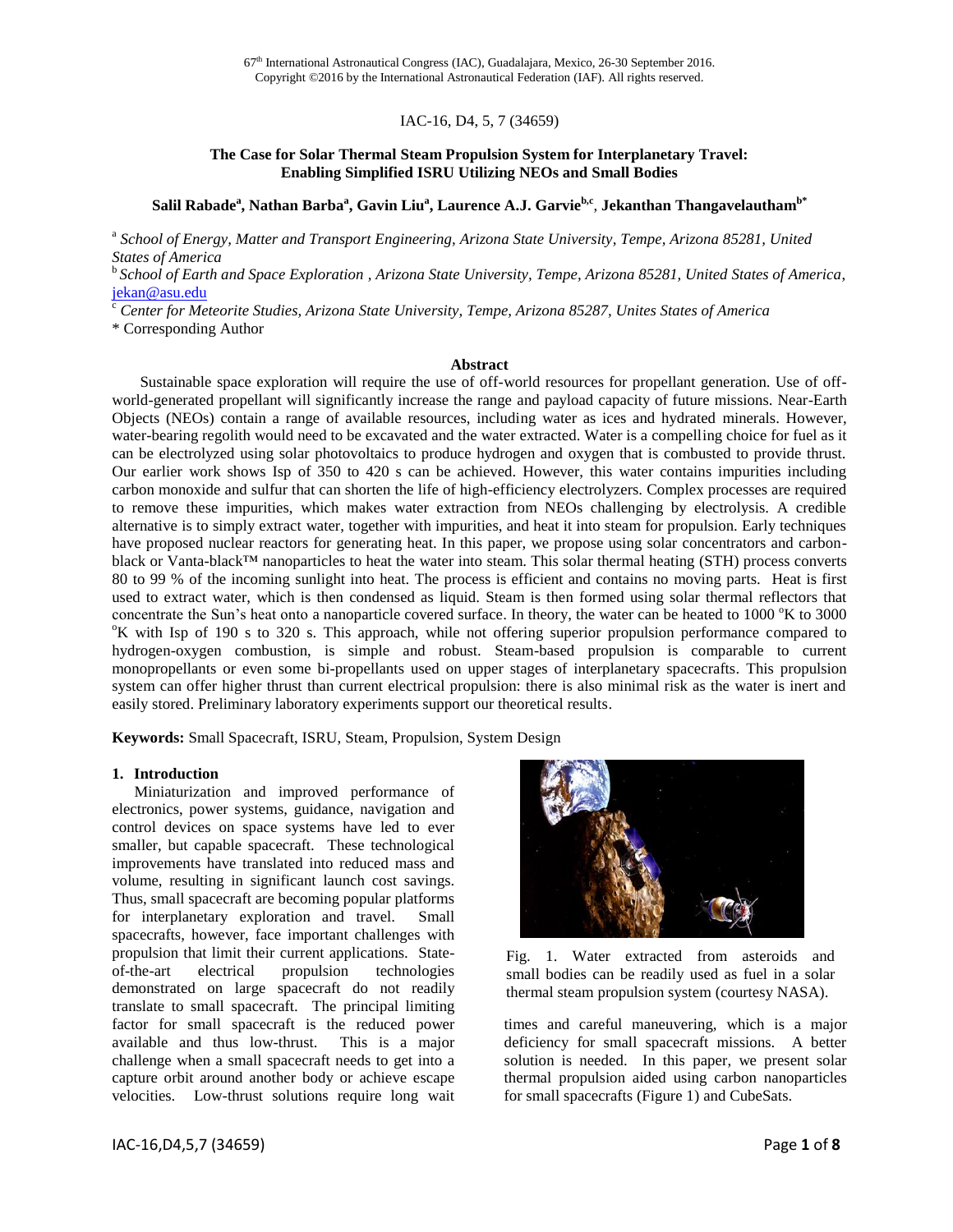67th International Astronautical Congress (IAC), Guadalajara, Mexico, 26-30 September 2016.
Copyright ©2016 by the International Astronautical Federation (IAF). All rights reserved.

IAC-16, D4, 5, 7 (34659)

# The Case for Solar Thermal Steam Propulsion System for Interplanetary Travel: Enabling Simplified ISRU Utilizing NEOs and Small Bodies

**Salil Rabade[a], Nathan Barba[a], Gavin Liu[a], Laurence A.J. Garvie[b,c], Jekanthan Thangavelautham[b*]**

[a] *School of Energy, Matter and Transport Engineering, Arizona State University, Tempe, Arizona 85281, United States of America*

[b] *School of Earth and Space Exploration , Arizona State University, Tempe, Arizona 85281, United States of America*, jekan@asu.edu

[c] *Center for Meteorite Studies, Arizona State University, Tempe, Arizona 85287, Unites States of America*

\* Corresponding Author

## Abstract

Sustainable space exploration will require the use of off-world resources for propellant generation. Use of off-world-generated propellant will significantly increase the range and payload capacity of future missions. Near-Earth Objects (NEOs) contain a range of available resources, including water as ices and hydrated minerals. However, water-bearing regolith would need to be excavated and the water extracted. Water is a compelling choice for fuel as it can be electrolyzed using solar photovoltaics to produce hydrogen and oxygen that is combusted to provide thrust. Our earlier work shows Isp of 350 to 420 s can be achieved. However, this water contains impurities including carbon monoxide and sulfur that can shorten the life of high-efficiency electrolyzers. Complex processes are required to remove these impurities, which makes water extraction from NEOs challenging by electrolysis. A credible alternative is to simply extract water, together with impurities, and heat it into steam for propulsion. Early techniques have proposed nuclear reactors for generating heat. In this paper, we propose using solar concentrators and carbon-black or Vanta-black™ nanoparticles to heat the water into steam. This solar thermal heating (STH) process converts 80 to 99 % of the incoming sunlight into heat. The process is efficient and contains no moving parts. Heat is first used to extract water, which is then condensed as liquid. Steam is then formed using solar thermal reflectors that concentrate the Sun's heat onto a nanoparticle covered surface. In theory, the water can be heated to 1000 °K to 3000 °K with Isp of 190 s to 320 s. This approach, while not offering superior propulsion performance compared to hydrogen-oxygen combustion, is simple and robust. Steam-based propulsion is comparable to current monopropellants or even some bi-propellants used on upper stages of interplanetary spacecrafts. This propulsion system can offer higher thrust than current electrical propulsion: there is also minimal risk as the water is inert and easily stored. Preliminary laboratory experiments support our theoretical results.

**Keywords:** Small Spacecraft, ISRU, Steam, Propulsion, System Design

## 1. Introduction

Miniaturization and improved performance of electronics, power systems, guidance, navigation and control devices on space systems have led to ever smaller, but capable spacecraft. These technological improvements have translated into reduced mass and volume, resulting in significant launch cost savings. Thus, small spacecraft are becoming popular platforms for interplanetary exploration and travel. Small spacecrafts, however, face important challenges with propulsion that limit their current applications. State-of-the-art electrical propulsion technologies demonstrated on large spacecraft do not readily translate to small spacecraft. The principal limiting factor for small spacecraft is the reduced power available and thus low-thrust. This is a major challenge when a small spacecraft needs to get into a capture orbit around another body or achieve escape velocities. Low-thrust solutions require long wait times and careful maneuvering, which is a major deficiency for small spacecraft missions. A better solution is needed. In this paper, we present solar thermal propulsion aided using carbon nanoparticles for small spacecrafts (Figure 1) and CubeSats.

Fig. 1. Water extracted from asteroids and small bodies can be readily used as fuel in a solar thermal steam propulsion system (courtesy NASA).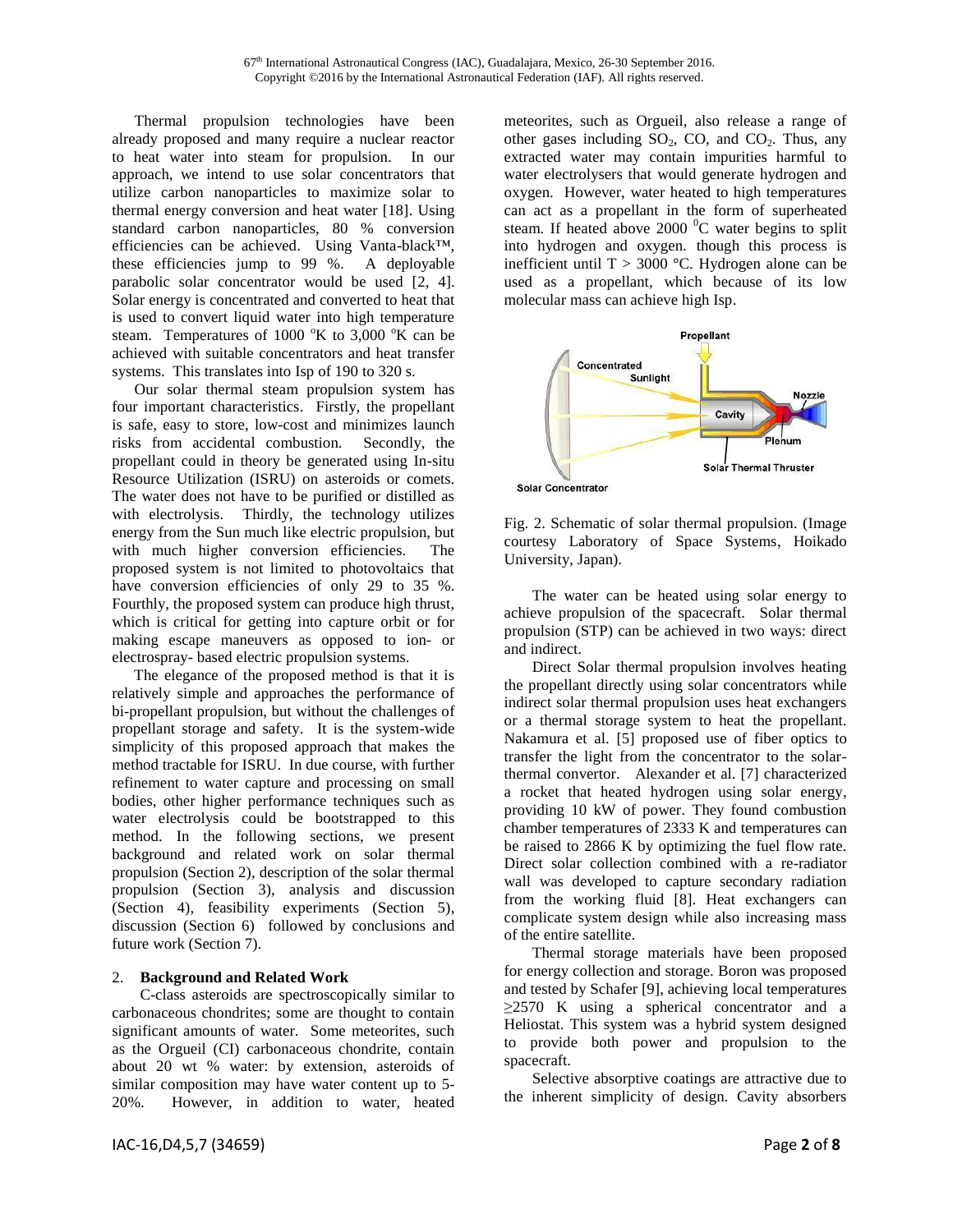Thermal propulsion technologies have been already proposed and many require a nuclear reactor to heat water into steam for propulsion. In our approach, we intend to use solar concentrators that utilize carbon nanoparticles to maximize solar to thermal energy conversion and heat water [18]. Using standard carbon nanoparticles, 80 % conversion efficiencies can be achieved. Using Vanta-black™, these efficiencies jump to 99 %. A deployable parabolic solar concentrator would be used [2, 4]. Solar energy is concentrated and converted to heat that is used to convert liquid water into high temperature steam. Temperatures of 1000 °K to 3,000 °K can be achieved with suitable concentrators and heat transfer systems. This translates into Isp of 190 to 320 s.

Our solar thermal steam propulsion system has four important characteristics. Firstly, the propellant is safe, easy to store, low-cost and minimizes launch risks from accidental combustion. Secondly, the propellant could in theory be generated using In-situ Resource Utilization (ISRU) on asteroids or comets. The water does not have to be purified or distilled as with electrolysis. Thirdly, the technology utilizes energy from the Sun much like electric propulsion, but with much higher conversion efficiencies. The proposed system is not limited to photovoltaics that have conversion efficiencies of only 29 to 35 %. Fourthly, the proposed system can produce high thrust, which is critical for getting into capture orbit or for making escape maneuvers as opposed to ion- or electrospray- based electric propulsion systems.

The elegance of the proposed method is that it is relatively simple and approaches the performance of bi-propellant propulsion, but without the challenges of propellant storage and safety. It is the system-wide simplicity of this proposed approach that makes the method tractable for ISRU. In due course, with further refinement to water capture and processing on small bodies, other higher performance techniques such as water electrolysis could be bootstrapped to this method. In the following sections, we present background and related work on solar thermal propulsion (Section 2), description of the solar thermal propulsion (Section 3), analysis and discussion (Section 4), feasibility experiments (Section 5), discussion (Section 6) followed by conclusions and future work (Section 7).

## 2. **Background and Related Work**

C-class asteroids are spectroscopically similar to carbonaceous chondrites; some are thought to contain significant amounts of water. Some meteorites, such as the Orgueil (CI) carbonaceous chondrite, contain about 20 wt % water: by extension, asteroids of similar composition may have water content up to 5-20%. However, in addition to water, heated meteorites, such as Orgueil, also release a range of other gases including $SO_2$, CO, and $CO_2$. Thus, any extracted water may contain impurities harmful to water electrolysers that would generate hydrogen and oxygen. However, water heated to high temperatures can act as a propellant in the form of superheated steam. If heated above 2000 $^0$C water begins to split into hydrogen and oxygen. though this process is inefficient until $T > 3000$ °C. Hydrogen alone can be used as a propellant, which because of its low molecular mass can achieve high Isp.

Fig. 2. Schematic of solar thermal propulsion. (Image courtesy Laboratory of Space Systems, Hoikado University, Japan).

The water can be heated using solar energy to achieve propulsion of the spacecraft. Solar thermal propulsion (STP) can be achieved in two ways: direct and indirect.

Direct Solar thermal propulsion involves heating the propellant directly using solar concentrators while indirect solar thermal propulsion uses heat exchangers or a thermal storage system to heat the propellant. Nakamura et al. [5] proposed use of fiber optics to transfer the light from the concentrator to the solar-thermal convertor. Alexander et al. [7] characterized a rocket that heated hydrogen using solar energy, providing 10 kW of power. They found combustion chamber temperatures of 2333 K and temperatures can be raised to 2866 K by optimizing the fuel flow rate. Direct solar collection combined with a re-radiator wall was developed to capture secondary radiation from the working fluid [8]. Heat exchangers can complicate system design while also increasing mass of the entire satellite.

Thermal storage materials have been proposed for energy collection and storage. Boron was proposed and tested by Schafer [9], achieving local temperatures $\geq$2570 K using a spherical concentrator and a Heliostat. This system was a hybrid system designed to provide both power and propulsion to the spacecraft.

Selective absorptive coatings are attractive due to the inherent simplicity of design. Cavity absorbers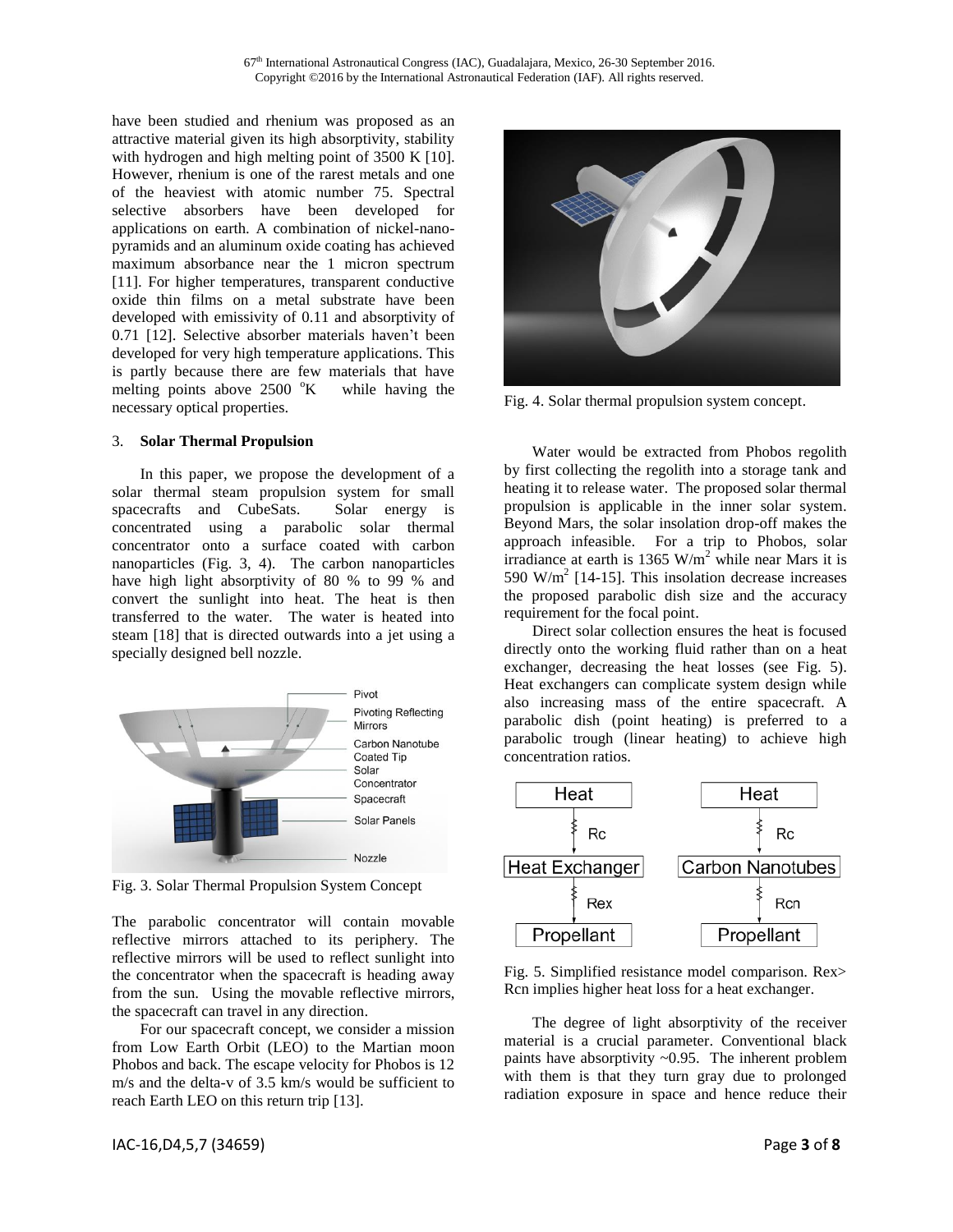have been studied and rhenium was proposed as an attractive material given its high absorptivity, stability with hydrogen and high melting point of 3500 K [10]. However, rhenium is one of the rarest metals and one of the heaviest with atomic number 75. Spectral selective absorbers have been developed for applications on earth. A combination of nickel-nano-pyramids and an aluminum oxide coating has achieved maximum absorbance near the 1 micron spectrum [11]. For higher temperatures, transparent conductive oxide thin films on a metal substrate have been developed with emissivity of 0.11 and absorptivity of 0.71 [12]. Selective absorber materials haven't been developed for very high temperature applications. This is partly because there are few materials that have melting points above 2500 °K while having the necessary optical properties.

## 3. Solar Thermal Propulsion

In this paper, we propose the development of a solar thermal steam propulsion system for small spacecrafts and CubeSats. Solar energy is concentrated using a parabolic solar thermal concentrator onto a surface coated with carbon nanoparticles (Fig. 3, 4). The carbon nanoparticles have high light absorptivity of 80 % to 99 % and convert the sunlight into heat. The heat is then transferred to the water. The water is heated into steam [18] that is directed outwards into a jet using a specially designed bell nozzle.

Fig. 3. Solar Thermal Propulsion System Concept

The parabolic concentrator will contain movable reflective mirrors attached to its periphery. The reflective mirrors will be used to reflect sunlight into the concentrator when the spacecraft is heading away from the sun. Using the movable reflective mirrors, the spacecraft can travel in any direction.

For our spacecraft concept, we consider a mission from Low Earth Orbit (LEO) to the Martian moon Phobos and back. The escape velocity for Phobos is 12 m/s and the delta-v of 3.5 km/s would be sufficient to reach Earth LEO on this return trip [13].

Fig. 4. Solar thermal propulsion system concept.

Water would be extracted from Phobos regolith by first collecting the regolith into a storage tank and heating it to release water. The proposed solar thermal propulsion is applicable in the inner solar system. Beyond Mars, the solar insolation drop-off makes the approach infeasible. For a trip to Phobos, solar irradiance at earth is 1365 W/m$^2$ while near Mars it is 590 W/m$^2$ [14-15]. This insolation decrease increases the proposed parabolic dish size and the accuracy requirement for the focal point.

Direct solar collection ensures the heat is focused directly onto the working fluid rather than on a heat exchanger, decreasing the heat losses (see Fig. 5). Heat exchangers can complicate system design while also increasing mass of the entire spacecraft. A parabolic dish (point heating) is preferred to a parabolic trough (linear heating) to achieve high concentration ratios.

Fig. 5. Simplified resistance model comparison. Rex> Rcn implies higher heat loss for a heat exchanger.

The degree of light absorptivity of the receiver material is a crucial parameter. Conventional black paints have absorptivity ~0.95. The inherent problem with them is that they turn gray due to prolonged radiation exposure in space and hence reduce their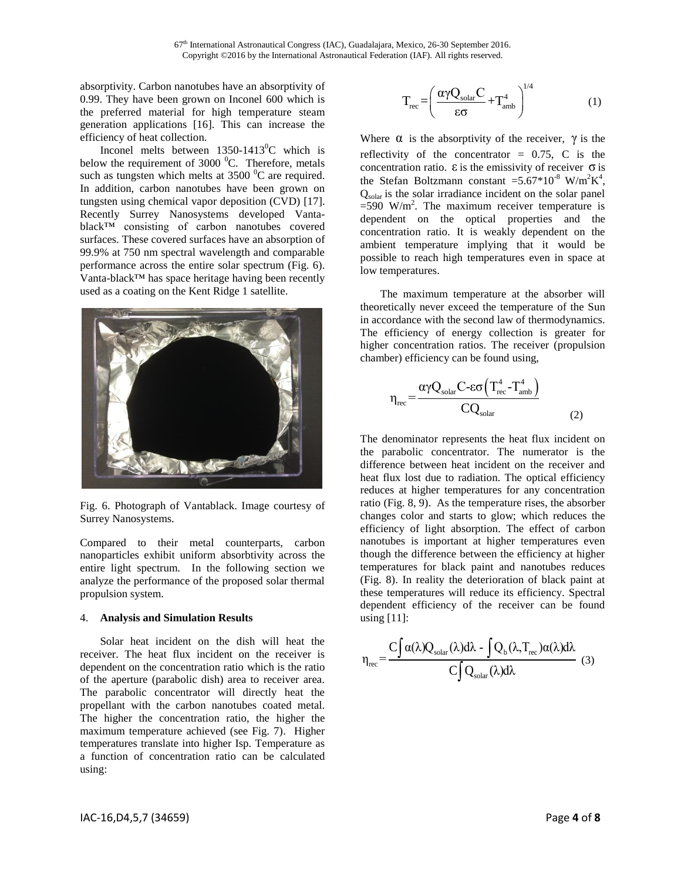absorptivity. Carbon nanotubes have an absorptivity of 0.99. They have been grown on Inconel 600 which is the preferred material for high temperature steam generation applications [16]. This can increase the efficiency of heat collection.

Inconel melts between 1350-1413 $^0$C which is below the requirement of 3000 $^0$C. Therefore, metals such as tungsten which melts at 3500 $^0$C are required. In addition, carbon nanotubes have been grown on tungsten using chemical vapor deposition (CVD) [17]. Recently Surrey Nanosystems developed Vanta-black™ consisting of carbon nanotubes covered surfaces. These covered surfaces have an absorption of 99.9% at 750 nm spectral wavelength and comparable performance across the entire solar spectrum (Fig. 6). Vanta-black™ has space heritage having been recently used as a coating on the Kent Ridge 1 satellite.

Fig. 6. Photograph of Vantablack. Image courtesy of Surrey Nanosystems.

Compared to their metal counterparts, carbon nanoparticles exhibit uniform absorbtivity across the entire light spectrum. In the following section we analyze the performance of the proposed solar thermal propulsion system.

## 4. **Analysis and Simulation Results**

Solar heat incident on the dish will heat the receiver. The heat flux incident on the receiver is dependent on the concentration ratio which is the ratio of the aperture (parabolic dish) area to receiver area. The parabolic concentrator will directly heat the propellant with the carbon nanotubes coated metal. The higher the concentration ratio, the higher the maximum temperature achieved (see Fig. 7). Higher temperatures translate into higher Isp. Temperature as a function of concentration ratio can be calculated using:

$$T_{rec} = \left( \frac{\alpha \gamma Q_{solar} C}{\varepsilon \sigma} + T_{amb}^4 \right)^{1/4} \quad (1)$$

Where $\alpha$ is the absorptivity of the receiver, $\gamma$ is the reflectivity of the concentrator = 0.75, C is the concentration ratio. $\varepsilon$ is the emissivity of receiver $\sigma$ is the Stefan Boltzmann constant $=5.67 \times 10^{-8}$ W/m$^2$K$^4$, $Q_{solar}$ is the solar irradiance incident on the solar panel =590 W/m$^2$. The maximum receiver temperature is dependent on the optical properties and the concentration ratio. It is weakly dependent on the ambient temperature implying that it would be possible to reach high temperatures even in space at low temperatures.

The maximum temperature at the absorber will theoretically never exceed the temperature of the Sun in accordance with the second law of thermodynamics. The efficiency of energy collection is greater for higher concentration ratios. The receiver (propulsion chamber) efficiency can be found using,

$$\eta_{rec} = \frac{\alpha \gamma Q_{solar} C - \varepsilon \sigma \left( T_{rec}^4 - T_{amb}^4 \right)}{C Q_{solar}} \quad (2)$$

The denominator represents the heat flux incident on the parabolic concentrator. The numerator is the difference between heat incident on the receiver and heat flux lost due to radiation. The optical efficiency reduces at higher temperatures for any concentration ratio (Fig. 8, 9). As the temperature rises, the absorber changes color and starts to glow; which reduces the efficiency of light absorption. The effect of carbon nanotubes is important at higher temperatures even though the difference between the efficiency at higher temperatures for black paint and nanotubes reduces (Fig. 8). In reality the deterioration of black paint at these temperatures will reduce its efficiency. Spectral dependent efficiency of the receiver can be found using [11]:

$$\eta_{rec} = \frac{C \int \alpha(\lambda) Q_{solar}(\lambda) d\lambda - \int Q_b(\lambda, T_{rec}) \alpha(\lambda) d\lambda}{C \int Q_{solar}(\lambda) d\lambda} \quad (3)$$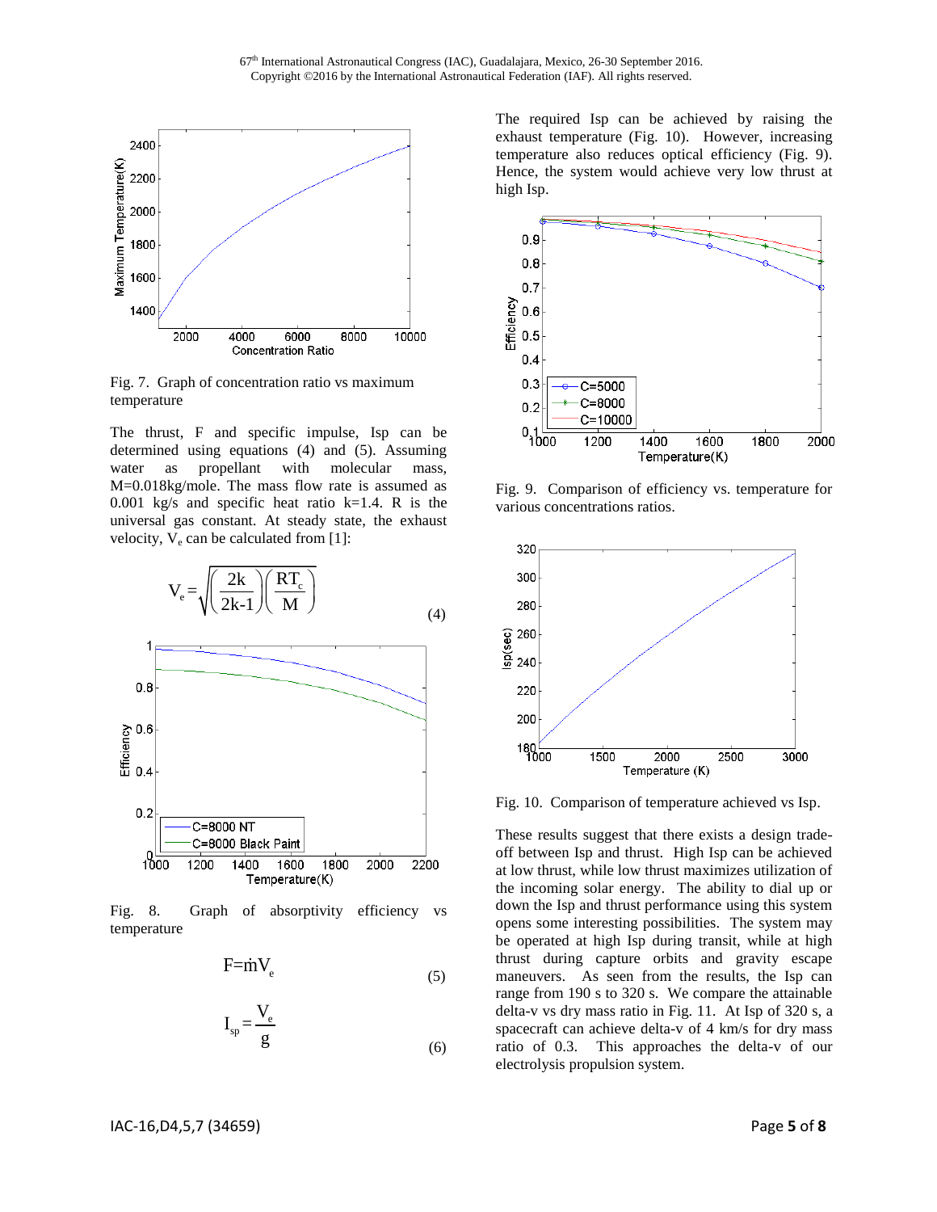Fig. 7. Graph of concentration ratio vs maximum temperature

The thrust, F and specific impulse, Isp can be determined using equations (4) and (5). Assuming water as propellant with molecular mass, M=0.018kg/mole. The mass flow rate is assumed as 0.001 kg/s and specific heat ratio k=1.4. R is the universal gas constant. At steady state, the exhaust velocity, $V_e$ can be calculated from [1]:

$$V_e = \sqrt{\left(\frac{2k}{2k\text{-}1}\right)\left(\frac{RT_c}{M}\right)} \tag{4}$$

Fig. 8. Graph of absorptivity efficiency vs temperature

$$F = \dot{m}V_e \tag{5}$$

$$I_{sp} = \frac{V_e}{g} \tag{6}$$

The required Isp can be achieved by raising the exhaust temperature (Fig. 10). However, increasing temperature also reduces optical efficiency (Fig. 9). Hence, the system would achieve very low thrust at high Isp.

Fig. 9. Comparison of efficiency vs. temperature for various concentrations ratios.

Fig. 10. Comparison of temperature achieved vs Isp.

These results suggest that there exists a design trade-off between Isp and thrust. High Isp can be achieved at low thrust, while low thrust maximizes utilization of the incoming solar energy. The ability to dial up or down the Isp and thrust performance using this system opens some interesting possibilities. The system may be operated at high Isp during transit, while at high thrust during capture orbits and gravity escape maneuvers. As seen from the results, the Isp can range from 190 s to 320 s. We compare the attainable delta-v vs dry mass ratio in Fig. 11. At Isp of 320 s, a spacecraft can achieve delta-v of 4 km/s for dry mass ratio of 0.3. This approaches the delta-v of our electrolysis propulsion system.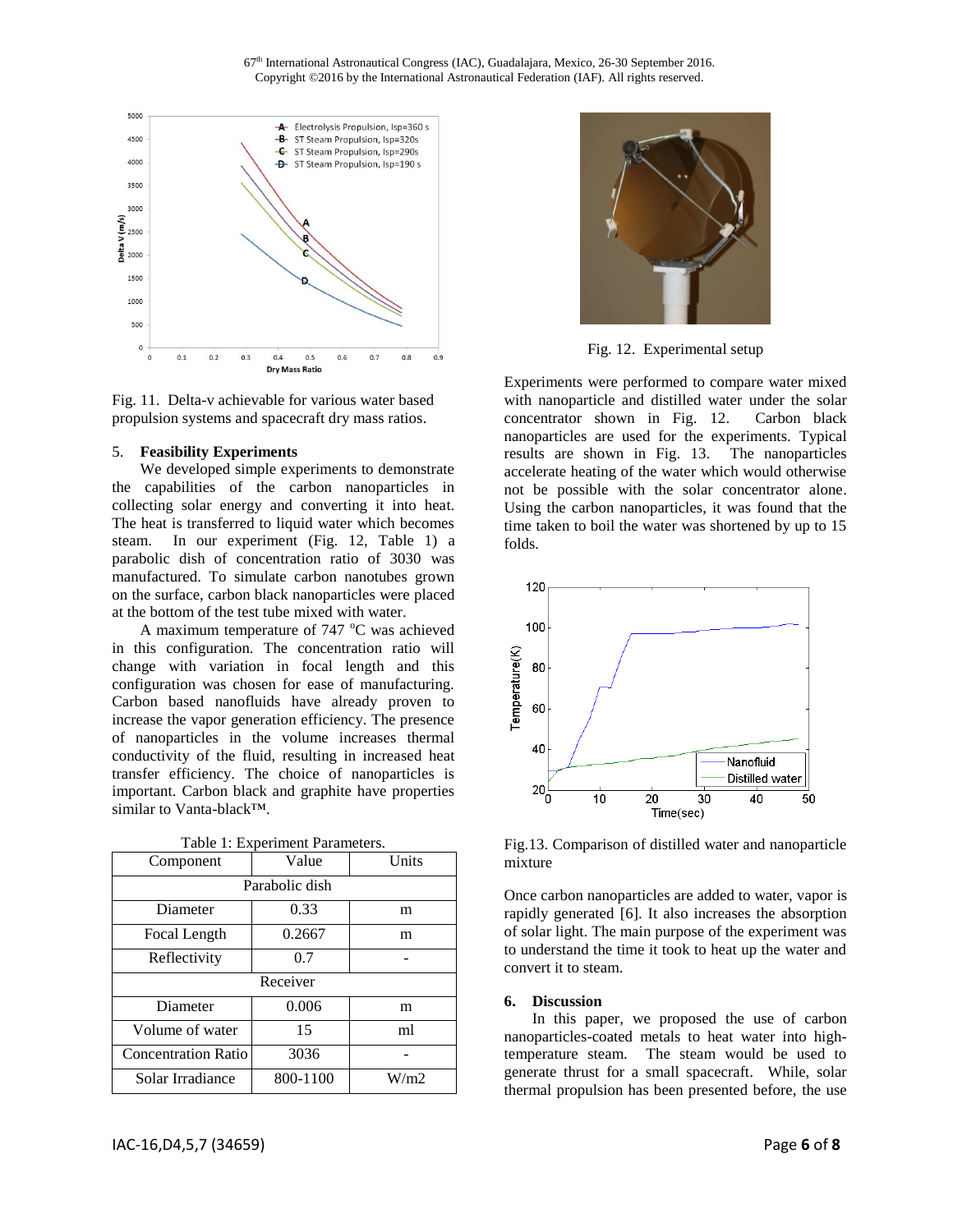Fig. 11. Delta-v achievable for various water based propulsion systems and spacecraft dry mass ratios.

## 5. Feasibility Experiments

We developed simple experiments to demonstrate the capabilities of the carbon nanoparticles in collecting solar energy and converting it into heat. The heat is transferred to liquid water which becomes steam. In our experiment (Fig. 12, Table 1) a parabolic dish of concentration ratio of 3030 was manufactured. To simulate carbon nanotubes grown on the surface, carbon black nanoparticles were placed at the bottom of the test tube mixed with water.

A maximum temperature of 747 °C was achieved in this configuration. The concentration ratio will change with variation in focal length and this configuration was chosen for ease of manufacturing. Carbon based nanofluids have already proven to increase the vapor generation efficiency. The presence of nanoparticles in the volume increases thermal conductivity of the fluid, resulting in increased heat transfer efficiency. The choice of nanoparticles is important. Carbon black and graphite have properties similar to Vanta-black™.

Table 1: Experiment Parameters.

| Component | Value | Units |
|---|---|---|
| Parabolic dish | | |
| Diameter | 0.33 | m |
| Focal Length | 0.2667 | m |
| Reflectivity | 0.7 | - |
| Receiver | | |
| Diameter | 0.006 | m |
| Volume of water | 15 | ml |
| Concentration Ratio | 3036 | - |
| Solar Irradiance | 800-1100 | W/m2 |

Fig. 12. Experimental setup

Experiments were performed to compare water mixed with nanoparticle and distilled water under the solar concentrator shown in Fig. 12. Carbon black nanoparticles are used for the experiments. Typical results are shown in Fig. 13. The nanoparticles accelerate heating of the water which would otherwise not be possible with the solar concentrator alone. Using the carbon nanoparticles, it was found that the time taken to boil the water was shortened by up to 15 folds.

Fig.13. Comparison of distilled water and nanoparticle mixture

Once carbon nanoparticles are added to water, vapor is rapidly generated [6]. It also increases the absorption of solar light. The main purpose of the experiment was to understand the time it took to heat up the water and convert it to steam.

## 6. Discussion

In this paper, we proposed the use of carbon nanoparticles-coated metals to heat water into high-temperature steam. The steam would be used to generate thrust for a small spacecraft. While, solar thermal propulsion has been presented before, the use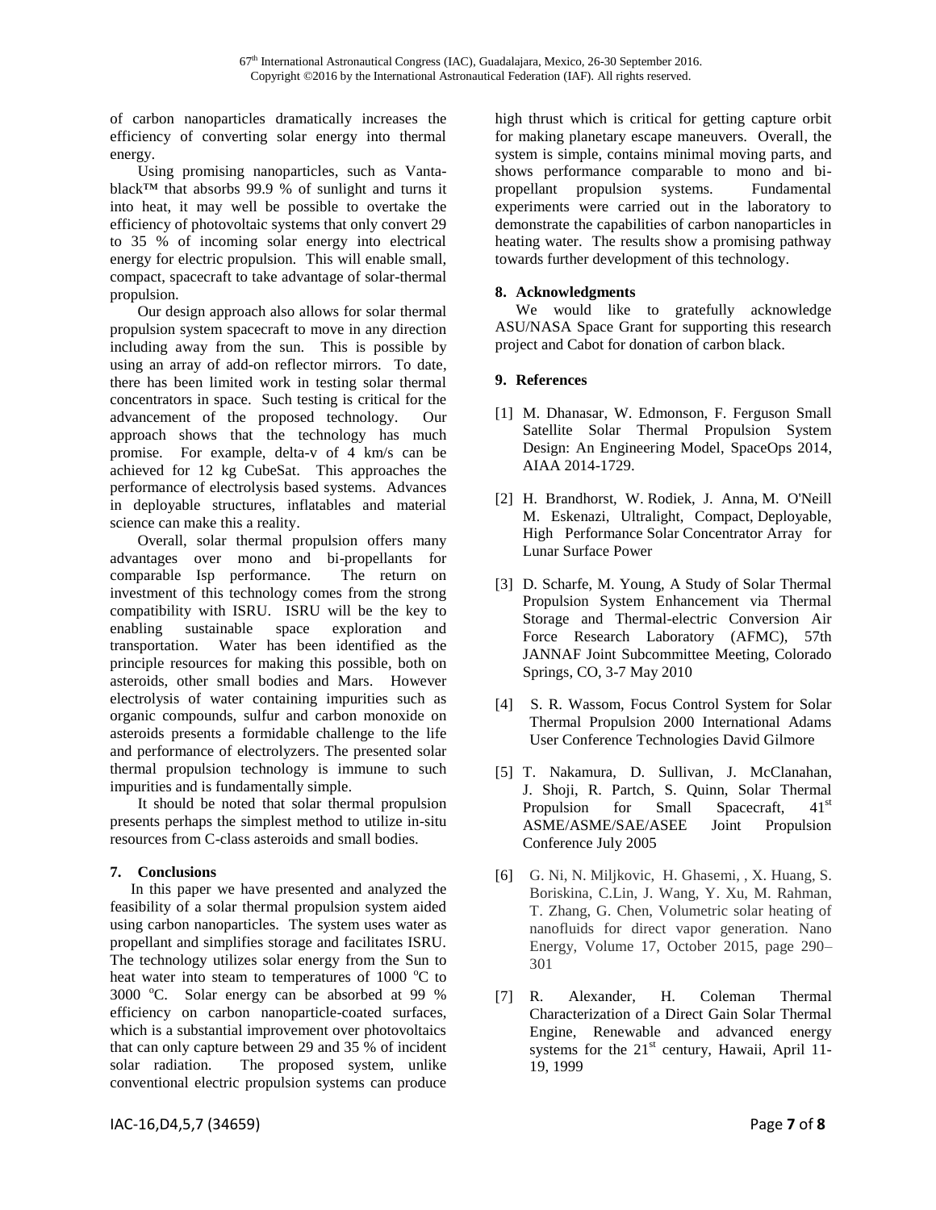of carbon nanoparticles dramatically increases the efficiency of converting solar energy into thermal energy.

Using promising nanoparticles, such as Vanta-black™ that absorbs 99.9 % of sunlight and turns it into heat, it may well be possible to overtake the efficiency of photovoltaic systems that only convert 29 to 35 % of incoming solar energy into electrical energy for electric propulsion. This will enable small, compact, spacecraft to take advantage of solar-thermal propulsion.

Our design approach also allows for solar thermal propulsion system spacecraft to move in any direction including away from the sun. This is possible by using an array of add-on reflector mirrors. To date, there has been limited work in testing solar thermal concentrators in space. Such testing is critical for the advancement of the proposed technology. Our approach shows that the technology has much promise. For example, delta-v of 4 km/s can be achieved for 12 kg CubeSat. This approaches the performance of electrolysis based systems. Advances in deployable structures, inflatables and material science can make this a reality.

Overall, solar thermal propulsion offers many advantages over mono and bi-propellants for comparable Isp performance. The return on investment of this technology comes from the strong compatibility with ISRU. ISRU will be the key to enabling sustainable space exploration and transportation. Water has been identified as the principle resources for making this possible, both on asteroids, other small bodies and Mars. However electrolysis of water containing impurities such as organic compounds, sulfur and carbon monoxide on asteroids presents a formidable challenge to the life and performance of electrolyzers. The presented solar thermal propulsion technology is immune to such impurities and is fundamentally simple.

It should be noted that solar thermal propulsion presents perhaps the simplest method to utilize in-situ resources from C-class asteroids and small bodies.

## 7. Conclusions

In this paper we have presented and analyzed the feasibility of a solar thermal propulsion system aided using carbon nanoparticles. The system uses water as propellant and simplifies storage and facilitates ISRU. The technology utilizes solar energy from the Sun to heat water into steam to temperatures of 1000 $^{o}$C to 3000 $^{o}$C. Solar energy can be absorbed at 99 % efficiency on carbon nanoparticle-coated surfaces, which is a substantial improvement over photovoltaics that can only capture between 29 and 35 % of incident solar radiation. The proposed system, unlike conventional electric propulsion systems can produce high thrust which is critical for getting capture orbit for making planetary escape maneuvers. Overall, the system is simple, contains minimal moving parts, and shows performance comparable to mono and bi-propellant propulsion systems. Fundamental experiments were carried out in the laboratory to demonstrate the capabilities of carbon nanoparticles in heating water. The results show a promising pathway towards further development of this technology.

## 8. Acknowledgments

We would like to gratefully acknowledge ASU/NASA Space Grant for supporting this research project and Cabot for donation of carbon black.

## 9. References

[1] M. Dhanasar, W. Edmonson, F. Ferguson Small Satellite Solar Thermal Propulsion System Design: An Engineering Model, SpaceOps 2014, AIAA 2014-1729.

[2] H. Brandhorst, W. Rodiek, J. Anna, M. O'Neill M. Eskenazi, Ultralight, Compact, Deployable, High Performance Solar Concentrator Array for Lunar Surface Power

[3] D. Scharfe, M. Young, A Study of Solar Thermal Propulsion System Enhancement via Thermal Storage and Thermal-electric Conversion Air Force Research Laboratory (AFMC), 57th JANNAF Joint Subcommittee Meeting, Colorado Springs, CO, 3-7 May 2010

[4] S. R. Wassom, Focus Control System for Solar Thermal Propulsion 2000 International Adams User Conference Technologies David Gilmore

[5] T. Nakamura, D. Sullivan, J. McClanahan, J. Shoji, R. Partch, S. Quinn, Solar Thermal Propulsion for Small Spacecraft, 41st ASME/ASME/SAE/ASEE Joint Propulsion Conference July 2005

[6] G. Ni, N. Miljkovic, H. Ghasemi, , X. Huang, S. Boriskina, C.Lin, J. Wang, Y. Xu, M. Rahman, T. Zhang, G. Chen, Volumetric solar heating of nanofluids for direct vapor generation. Nano Energy, Volume 17, October 2015, page 290–301

[7] R. Alexander, H. Coleman Thermal Characterization of a Direct Gain Solar Thermal Engine, Renewable and advanced energy systems for the 21st century, Hawaii, April 11-19, 1999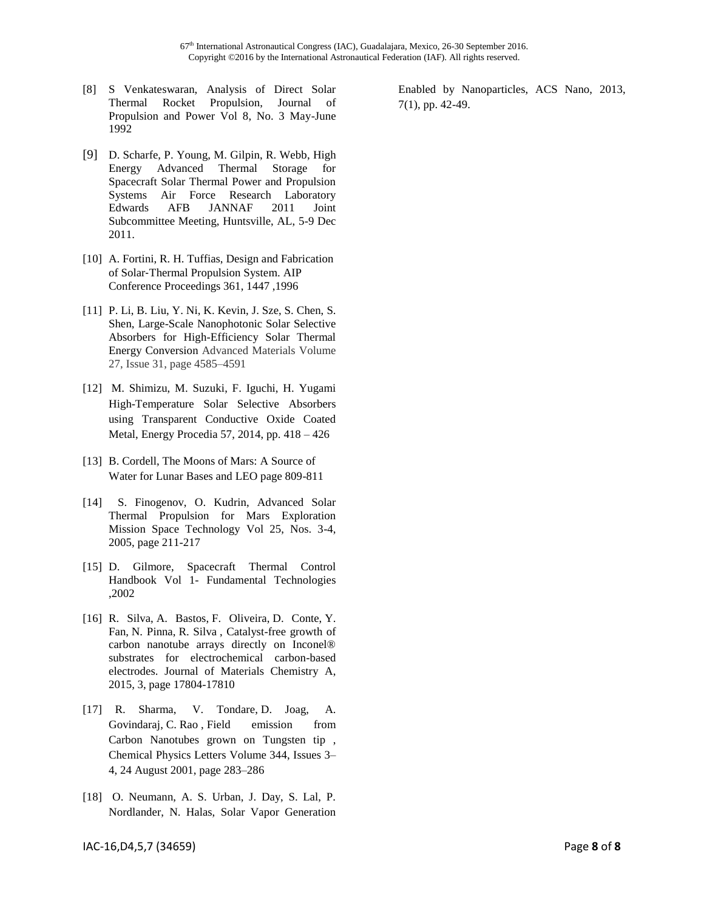[8] S Venkateswaran, Analysis of Direct Solar Thermal Rocket Propulsion, Journal of Propulsion and Power Vol 8, No. 3 May-June 1992

[9] D. Scharfe, P. Young, M. Gilpin, R. Webb, High Energy Advanced Thermal Storage for Spacecraft Solar Thermal Power and Propulsion Systems Air Force Research Laboratory Edwards AFB JANNAF 2011 Joint Subcommittee Meeting, Huntsville, AL, 5-9 Dec 2011.

[10] A. Fortini, R. H. Tuffias, Design and Fabrication of Solar-Thermal Propulsion System. AIP Conference Proceedings 361, 1447 ,1996

[11] P. Li, B. Liu, Y. Ni, K. Kevin, J. Sze, S. Chen, S. Shen, Large-Scale Nanophotonic Solar Selective Absorbers for High-Efficiency Solar Thermal Energy Conversion Advanced Materials Volume 27, Issue 31, page 4585–4591

[12] M. Shimizu, M. Suzuki, F. Iguchi, H. Yugami High-Temperature Solar Selective Absorbers using Transparent Conductive Oxide Coated Metal, Energy Procedia 57, 2014, pp. 418 – 426

[13] B. Cordell, The Moons of Mars: A Source of Water for Lunar Bases and LEO page 809-811

[14] S. Finogenov, O. Kudrin, Advanced Solar Thermal Propulsion for Mars Exploration Mission Space Technology Vol 25, Nos. 3-4, 2005, page 211-217

[15] D. Gilmore, Spacecraft Thermal Control Handbook Vol 1- Fundamental Technologies ,2002

[16] R. Silva, A. Bastos, F. Oliveira, D. Conte, Y. Fan, N. Pinna, R. Silva , Catalyst-free growth of carbon nanotube arrays directly on Inconel® substrates for electrochemical carbon-based electrodes. Journal of Materials Chemistry A, 2015, 3, page 17804-17810

[17] R. Sharma, V. Tondare, D. Joag, A. Govindaraj, C. Rao , Field emission from Carbon Nanotubes grown on Tungsten tip , Chemical Physics Letters Volume 344, Issues 3–4, 24 August 2001, page 283–286

[18] O. Neumann, A. S. Urban, J. Day, S. Lal, P. Nordlander, N. Halas, Solar Vapor Generation Enabled by Nanoparticles, ACS Nano, 2013, 7(1), pp. 42-49.